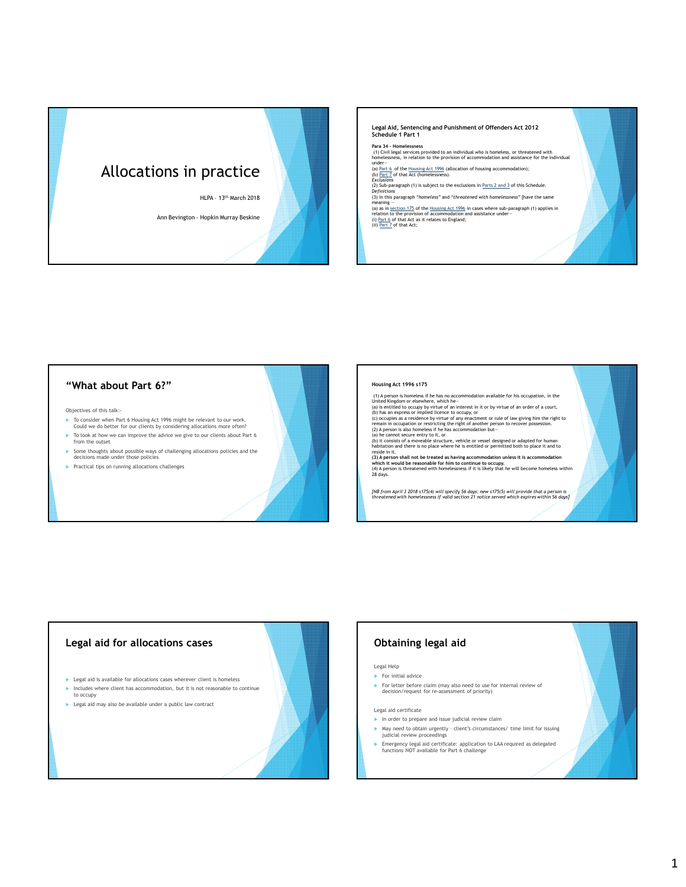# Allocations in practice

HLPA – 13th March 2018

Ann Bevington - Hopkin Murray Beskine

---

**Legal Aid, Sentencing and Punishment of Offenders Act 2012**
**Schedule 1 Part 1**

**Para 34 - Homelessness**

(1) Civil legal services provided to an individual who is homeless, or threatened with homelessness, in relation to the provision of accommodation and assistance for the individual under—
(a) Part 6 of the Housing Act 1996 (allocation of housing accommodation);
(b) Part 7 of that Act (homelessness).
*Exclusions*
(2) Sub-paragraph (1) is subject to the exclusions in Parts 2 and 3 of this Schedule.
*Definitions*
(3) In this paragraph *"homeless"* and *"threatened with homelessness"* [have the same meaning —
(a) as in section 175 of the Housing Act 1996 in cases where sub-paragraph (1) applies in relation to the provision of accommodation and assistance under—
(i) Part 6 of that Act as it relates to England;
(ii) Part 7 of that Act;

---

## "What about Part 6?"

Objectives of this talk:-

- To consider when Part 6 Housing Act 1996 might be relevant to our work. Could we do better for our clients by considering allocations more often?
- To look at how we can improve the advice we give to our clients about Part 6 from the outset
- Some thoughts about possible ways of challenging allocations policies and the decisions made under those policies
- Practical tips on running allocations challenges

---

**Housing Act 1996 s175**

(1) A person is homeless if he has no accommodation available for his occupation, in the United Kingdom or elsewhere, which he—
(a) is entitled to occupy by virtue of an interest in it or by virtue of an order of a court,
(b) has an express or implied licence to occupy, or
(c) occupies as a residence by virtue of any enactment or rule of law giving him the right to remain in occupation or restricting the right of another person to recover possession.
(2) A person is also homeless if he has accommodation but—
(a) he cannot secure entry to it, or
(b) it consists of a moveable structure, vehicle or vessel designed or adapted for human habitation and there is no place where he is entitled or permitted both to place it and to reside in it.
**(3) A person shall not be treated as having accommodation unless it is accommodation which it would be reasonable for him to continue to occupy.**
(4) A person is threatened with homelessness if it is likely that he will become homeless within 28 days.

*[NB from April 3 2018 s175(4) will specify 56 days: new s175(5) will provide that a person is threatened with homelessness if valid section 21 notice served which expires within 56 days]*

---

## Legal aid for allocations cases

- Legal aid is available for allocations cases wherever client is homeless
- Includes where client has accommodation, but it is not reasonable to continue to occupy
- Legal aid may also be available under a public law contract

---

## Obtaining legal aid

Legal Help

- For initial advice
- For letter before claim (may also need to use for internal review of decision/request for re-assessment of priority)

Legal aid certificate

- In order to prepare and issue judicial review claim
- May need to obtain urgently - client's circumstances/ time limit for issuing judicial review proceedings
- Emergency legal aid certificate: application to LAA required as delegated functions NOT available for Part 6 challenge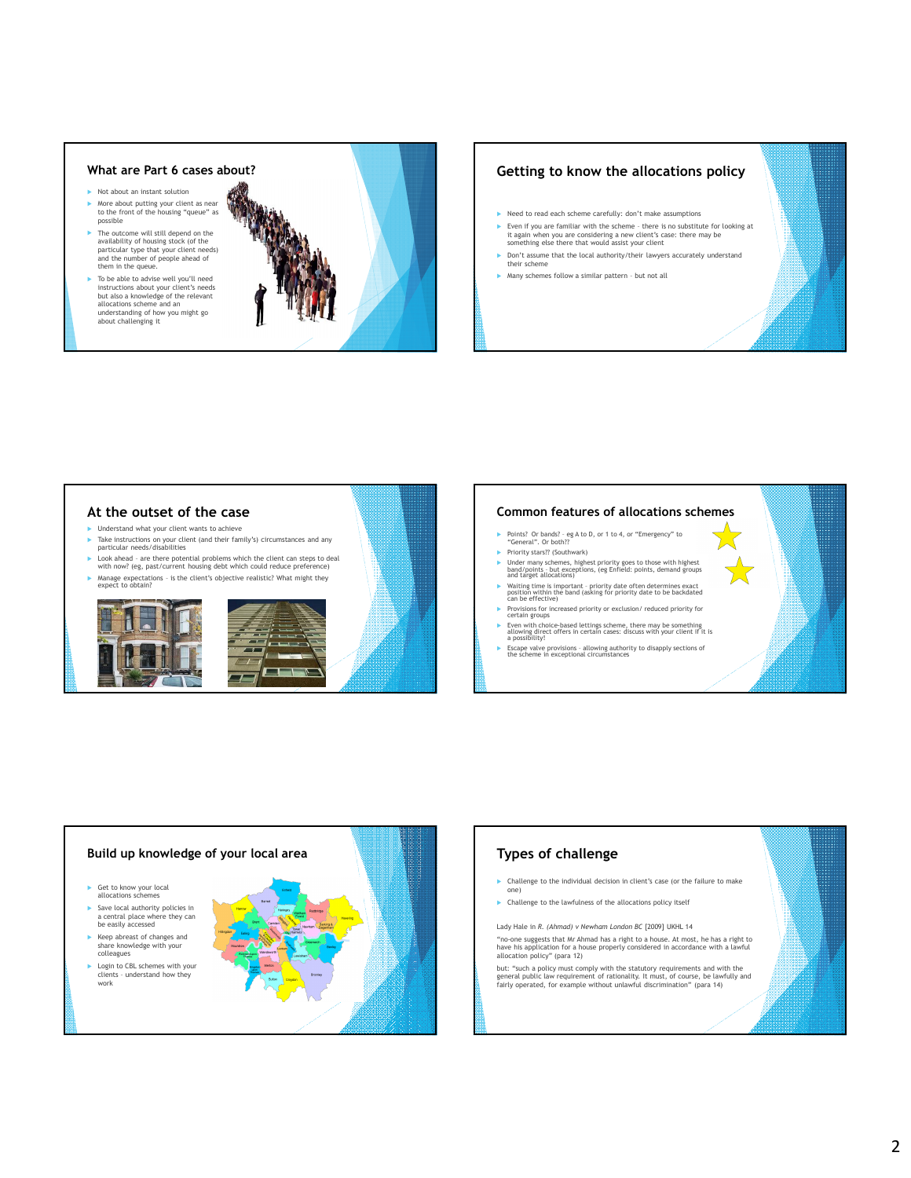## What are Part 6 cases about?

- Not about an instant solution
- More about putting your client as near to the front of the housing "queue" as possible
- The outcome will still depend on the availability of housing stock (of the particular type that your client needs) and the number of people ahead of them in the queue.
- To be able to advise well you'll need instructions about your client's needs but also a knowledge of the relevant allocations scheme and an understanding of how you might go about challenging it

## Getting to know the allocations policy

- Need to read each scheme carefully: don't make assumptions
- Even if you are familiar with the scheme – there is no substitute for looking at it again when you are considering a new client's case: there may be something else there that would assist your client
- Don't assume that the local authority/their lawyers accurately understand their scheme
- Many schemes follow a similar pattern – but not all

## At the outset of the case

- Understand what your client wants to achieve
- Take instructions on your client (and their family's) circumstances and any particular needs/disabilities
- Look ahead – are there potential problems which the client can steps to deal with now? (eg, past/current housing debt which could reduce preference)
- Manage expectations – is the client's objective realistic? What might they expect to obtain?

## Common features of allocations schemes

- Points? Or bands? – eg A to D, or 1 to 4, or "Emergency" to "General". Or both??
- Priority stars?? (Southwark)
- Under many schemes, highest priority goes to those with highest band/points – but exceptions, (eg Enfield: points, demand groups and target allocations)
- Waiting time is important – priority date often determines exact position within the band (asking for priority date to be backdated can be effective)
- Provisions for increased priority or exclusion/ reduced priority for certain groups
- Even with choice-based lettings scheme, there may be something allowing direct offers in certain cases: discuss with your client if it is a possibility!
- Escape valve provisions – allowing authority to disapply sections of the scheme in exceptional circumstances

## Build up knowledge of your local area

- Get to know your local allocations schemes
- Save local authority policies in a central place where they can be easily accessed
- Keep abreast of changes and share knowledge with your colleagues
- Login to CBL schemes with your clients – understand how they work

## Types of challenge

- Challenge to the individual decision in client's case (or the failure to make one)
- Challenge to the lawfulness of the allocations policy itself

Lady Hale in *R. (Ahmad) v Newham London BC* [2009] UKHL 14

"no-one suggests that Mr Ahmad has a right to a house. At most, he has a right to have his application for a house properly considered in accordance with a lawful allocation policy" (para 12)

but: "such a policy must comply with the statutory requirements and with the general public law requirement of rationality. It must, of course, be lawfully and fairly operated, for example without unlawful discrimination" (para 14)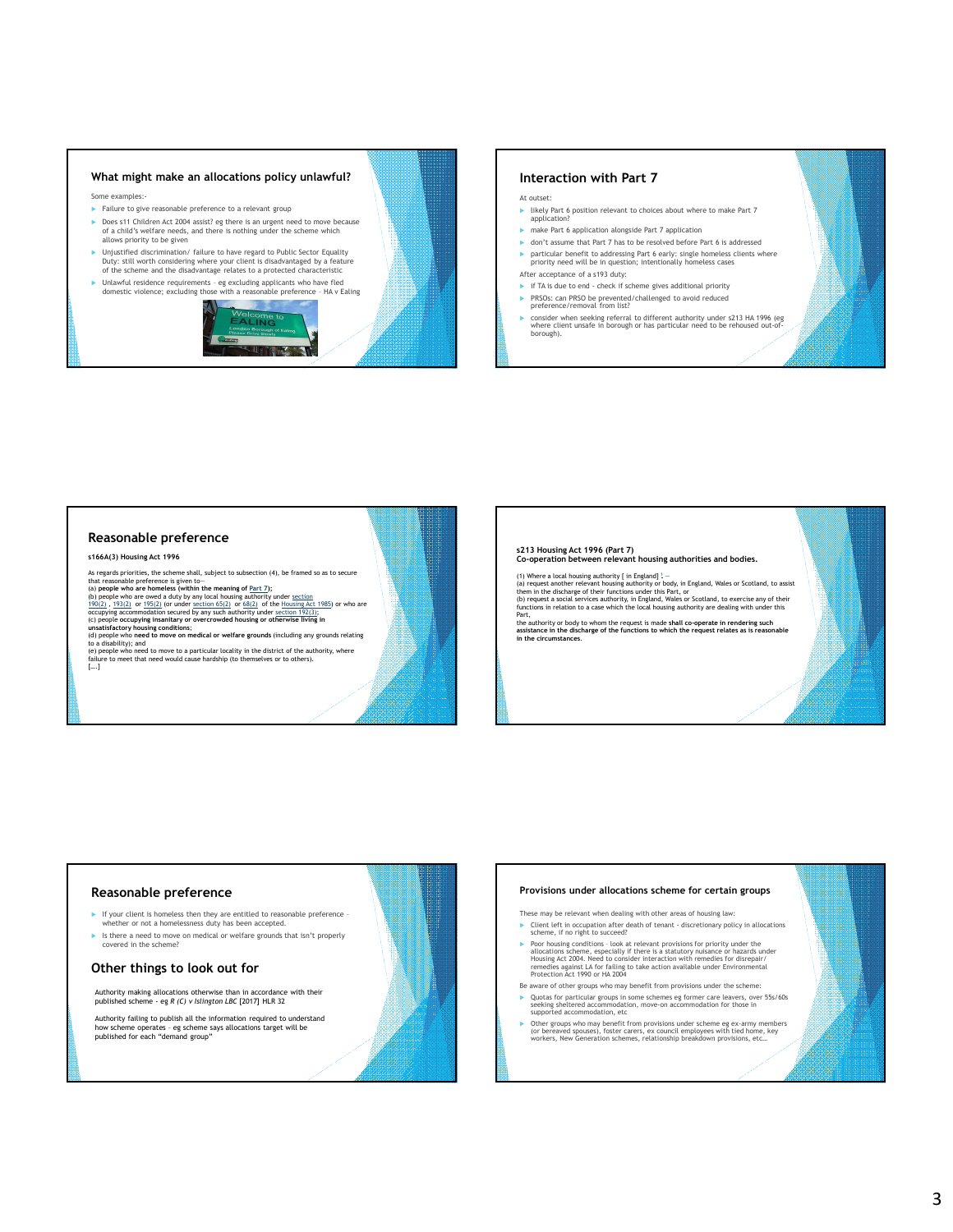## What might make an allocations policy unlawful?

Some examples:-

- Failure to give reasonable preference to a relevant group
- Does s11 Children Act 2004 assist? eg there is an urgent need to move because of a child's welfare needs, and there is nothing under the scheme which allows priority to be given
- Unjustified discrimination/ failure to have regard to Public Sector Equality Duty: still worth considering where your client is disadvantaged by a feature of the scheme and the disadvantage relates to a protected characteristic
- Unlawful residence requirements – eg excluding applicants who have fled domestic violence; excluding those with a reasonable preference – HA v Ealing

## Interaction with Part 7

At outset:

- likely Part 6 position relevant to choices about where to make Part 7 application?
- make Part 6 application alongside Part 7 application
- don't assume that Part 7 has to be resolved before Part 6 is addressed
- particular benefit to addressing Part 6 early: single homeless clients where priority need will be in question; intentionally homeless cases

After acceptance of a s193 duty:

- if TA is due to end - check if scheme gives additional priority
- PRSOs: can PRSO be prevented/challenged to avoid reduced preference/removal from list?
- consider when seeking referral to different authority under s213 HA 1996 (eg where client unsafe in borough or has particular need to be rehoused out-of-borough).

## Reasonable preference

**s166A(3) Housing Act 1996**

As regards priorities, the scheme shall, subject to subsection (4), be framed so as to secure that reasonable preference is given to—
(a) **people who are homeless (within the meaning of** Part 7**)**;
(b) people who are owed a duty by any local housing authority under section 190(2), 193(2) or 195(2) (or under section 65(2) or 68(2) of the Housing Act 1985) or who are occupying accommodation secured by any such authority under section 192(3);
(c) people **occupying insanitary or overcrowded housing or otherwise living in unsatisfactory housing conditions**;
(d) people who **need to move on medical or welfare grounds** (including any grounds relating to a disability); and
(e) people who need to move to a particular locality in the district of the authority, where failure to meet that need would cause hardship (to themselves or to others).
[....]

**s213 Housing Act 1996 (Part 7)**
**Co-operation between relevant housing authorities and bodies.**

(1) Where a local housing authority [ in England] [1] —
(a) request another relevant housing authority or body, in England, Wales or Scotland, to assist them in the discharge of their functions under this Part, or
(b) request a social services authority, in England, Wales or Scotland, to exercise any of their functions in relation to a case which the local housing authority are dealing with under this Part,
the authority or body to whom the request is made **shall co-operate in rendering such assistance in the discharge of the functions to which the request relates as is reasonable in the circumstances.**

## Reasonable preference

- If your client is homeless then they are entitled to reasonable preference – whether or not a homelessness duty has been accepted.
- Is there a need to move on medical or welfare grounds that isn't properly covered in the scheme?

## Other things to look out for

Authority making allocations otherwise than in accordance with their published scheme – eg *R (C) v Islington LBC* [2017] HLR 32

Authority failing to publish all the information required to understand how scheme operates – eg scheme says allocations target will be published for each "demand group"

## Provisions under allocations scheme for certain groups

These may be relevant when dealing with other areas of housing law:

- Client left in occupation after death of tenant – discretionary policy in allocations scheme, if no right to succeed?
- Poor housing conditions – look at relevant provisions for priority under the allocations scheme, especially if there is a statutory nuisance or hazards under Housing Act 2004. Need to consider interaction with remedies for disrepair/ remedies against LA for failing to take action available under Environmental Protection Act 1990 or HA 2004

Be aware of other groups who may benefit from provisions under the scheme:

- Quotas for particular groups in some schemes eg former care leavers, over 55s/60s seeking sheltered accommodation, move-on accommodation for those in supported accommodation, etc
- Other groups who may benefit from provisions under scheme eg ex-army members (or bereaved spouses), foster carers, ex council employees with tied home, key workers, New Generation schemes, relationship breakdown provisions, etc…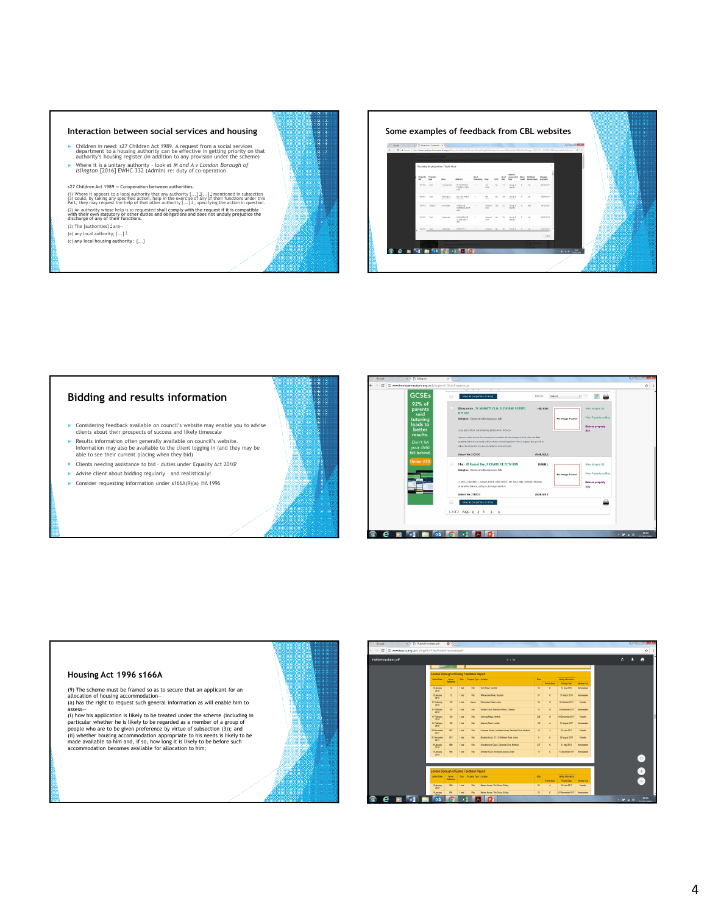## Interaction between social services and housing

- Children in need: s27 Children Act 1989. A request from a social services department to a housing authority can be effective in getting priority on that authority's housing register (in addition to any provision under the scheme)
- Where it is a unitary authority – look at *M and A v London Borough of Islington* [2016] EWHC 332 (Admin) re: duty of co-operation

s27 Children Act 1989 — Co-operation between authorities.

(1) Where it appears to a local authority that any authority [...] [[...]] mentioned in subsection (3) could, by taking any specified action, help in the exercise of any of their functions under this Part, they may request the help of that other authority [...] [], specifying the action in question.

(2) An authority whose help is so requested **shall comply with the request if it is compatible with their own statutory or other duties and obligations and does not unduly prejudice the discharge of any of their functions.**

(3) The [authorities] [] are—

(a) any local authority; [...] []

(c) **any local housing authority**; [....]

## Some examples of feedback from CBL websites

## Bidding and results information

- Considering feedback available on council's website may enable you to advise clients about their prospects of success and likely timescale
- Results information often generally available on council's website. Information may also be available to the client logging in (and they may be able to see their current placing when they bid)
- Clients needing assistance to bid – duties under Equality Act 2010?
- Advise client about bidding regularly – and realistically!
- Consider requesting information under s166A(9)(a) HA 1996

## Housing Act 1996 s166A

(9) The scheme must be framed so as to secure that an applicant for an allocation of housing accommodation—

(a) has the right to request such general information as will enable him to assess—

(i) how his application is likely to be treated under the scheme (including in particular whether he is likely to be regarded as a member of a group of people who are to be given preference by virtue of subsection (3)); and

(ii) whether housing accommodation appropriate to his needs is likely to be made available to him and, if so, how long it is likely to be before such accommodation becomes available for allocation to him;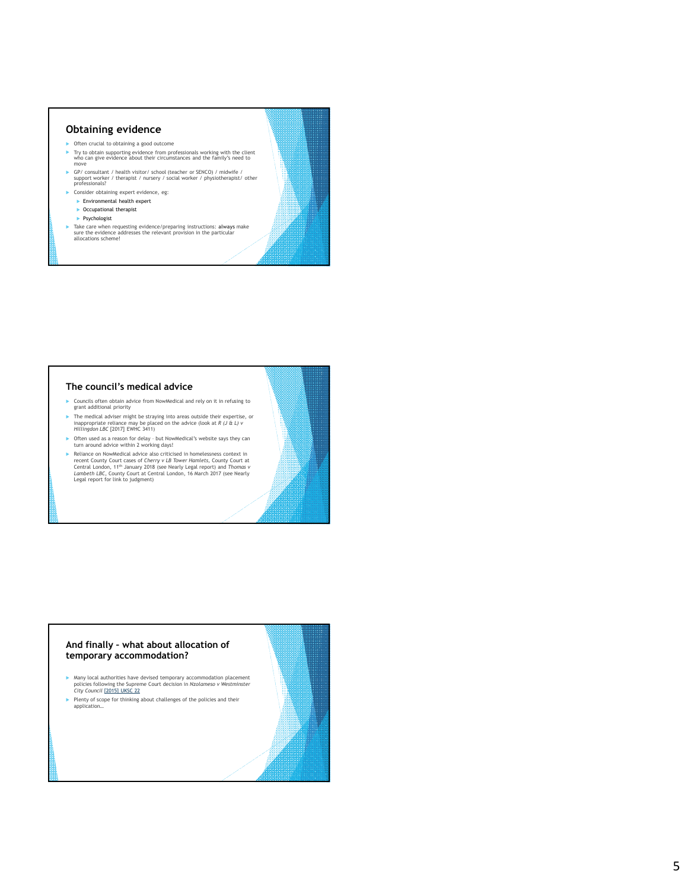## Obtaining evidence

- Often crucial to obtaining a good outcome
- Try to obtain supporting evidence from professionals working with the client who can give evidence about their circumstances and the family's need to move
- GP/ consultant / health visitor/ school (teacher or SENCO) / midwife / support worker / therapist / nursery / social worker / physiotherapist/ other professionals?
- Consider obtaining expert evidence, eg:
  - Environmental health expert
  - Occupational therapist
  - Psychologist
- Take care when requesting evidence/preparing instructions: **always** make sure the evidence addresses the relevant provision in the particular allocations scheme!

## The council's medical advice

- Councils often obtain advice from NowMedical and rely on it in refusing to grant additional priority
- The medical adviser might be straying into areas outside their expertise, or inappropriate reliance may be placed on the advice (look at *R (J & L) v Hillingdon LBC* [2017] EWHC 3411)
- Often used as a reason for delay - but NowMedical's website says they can turn around advice within 2 working days!
- Reliance on NowMedical advice also criticised in homelessness context in recent County Court cases of *Cherry v LB Tower Hamlets*, County Court at Central London, 11th January 2018 (see Nearly Legal report) and *Thomas v Lambeth LBC*, County Court at Central London, 16 March 2017 (see Nearly Legal report for link to judgment)

## And finally – what about allocation of temporary accommodation?

- Many local authorities have devised temporary accommodation placement policies following the Supreme Court decision in *Nzolameso v Westminster City Council* [2015] UKSC 22
- Plenty of scope for thinking about challenges of the policies and their application…